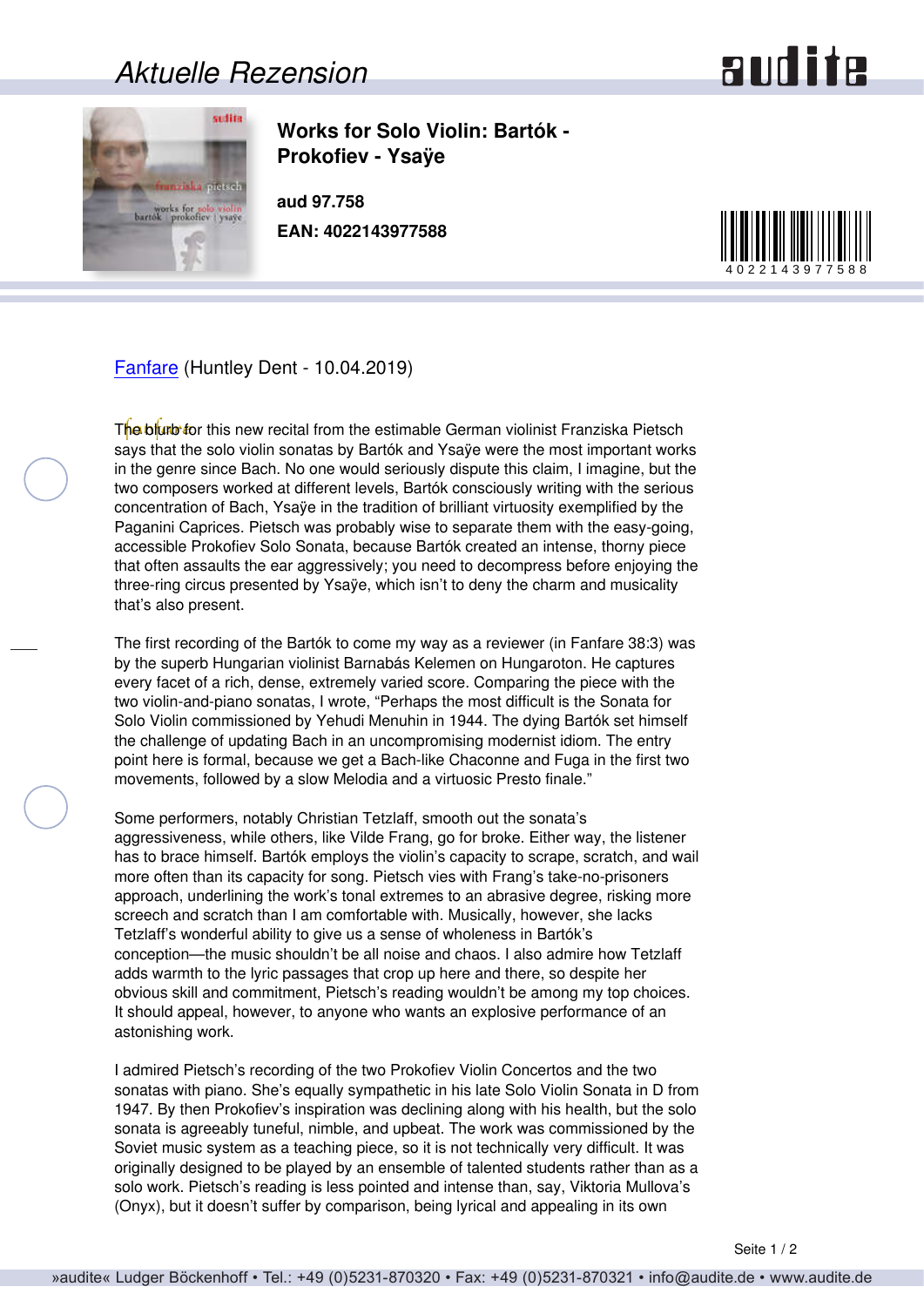# Aktuelle Rezension

**Works for Solo Violin: Bartók - Prokofiev - Ysaÿe**

**aud 97.758**

**EAN: 4022143977588**

Fanfare (Huntley Dent - 10.04.2019)

The blurb for this new recital from the estimable German violinist Franziska Pietsch says that the solo violin sonatas by Bartók and Ysaÿe were the most important works in the genre since Bach. No one would seriously dispute this claim, I imagine, but the two composers worked at different levels, Bartók consciously writing with the serious concentration of Bach, Ysaÿe in the tradition of brilliant virtuosity exemplified by the Paganini Caprices. Pietsch was probably wise to separate them with the easy-going, accessible Prokofiev Solo Sonata, because Bartók created an intense, thorny piece that often assaults the ear aggressively; you need to decompress before enjoying the three-ring circus presented by Ysaÿe, which isn't to deny the charm and musicality that's also present.

The first recording of the Bartók to come my way as a reviewer (in Fanfare 38:3) was by the superb Hungarian violinist Barnabás Kelemen on Hungaroton. He captures every facet of a rich, dense, extremely varied score. Comparing the piece with the two violin-and-piano sonatas, I wrote, "Perhaps the most difficult is the Sonata for Solo Violin commissioned by Yehudi Menuhin in 1944. The dying Bartók set himself the challenge of updating Bach in an uncompromising modernist idiom. The entry point here is formal, because we get a Bach-like Chaconne and Fuga in the first two movements, followed by a slow Melodia and a virtuosic Presto finale."

Some performers, notably Christian Tetzlaff, smooth out the sonata's aggressiveness, while others, like Vilde Frang, go for broke. Either way, the listener has to brace himself. Bartók employs the violin's capacity to scrape, scratch, and wail more often than its capacity for song. Pietsch vies with Frang's take-no-prisoners approach, underlining the work's tonal extremes to an abrasive degree, risking more screech and scratch than I am comfortable with. Musically, however, she lacks Tetzlaff's wonderful ability to give us a sense of wholeness in Bartók's conception—the music shouldn't be all noise and chaos. I also admire how Tetzlaff adds warmth to the lyric passages that crop up here and there, so despite her obvious skill and commitment, Pietsch's reading wouldn't be among my top choices. It should appeal, however, to anyone who wants an explosive performance of an astonishing work.

I admired Pietsch's recording of the two Prokofiev Violin Concertos and the two sonatas with piano. She's equally sympathetic in his late Solo Violin Sonata in D from 1947. By then Prokofiev's inspiration was declining along with his health, but the solo sonata is agreeably tuneful, nimble, and upbeat. The work was commissioned by the Soviet music system as a teaching piece, so it is not technically very difficult. It was originally designed to be played by an ensemble of talented students rather than as a solo work. Pietsch's reading is less pointed and intense than, say, Viktoria Mullova's (Onyx), but it doesn't suffer by comparison, being lyrical and appealing in its own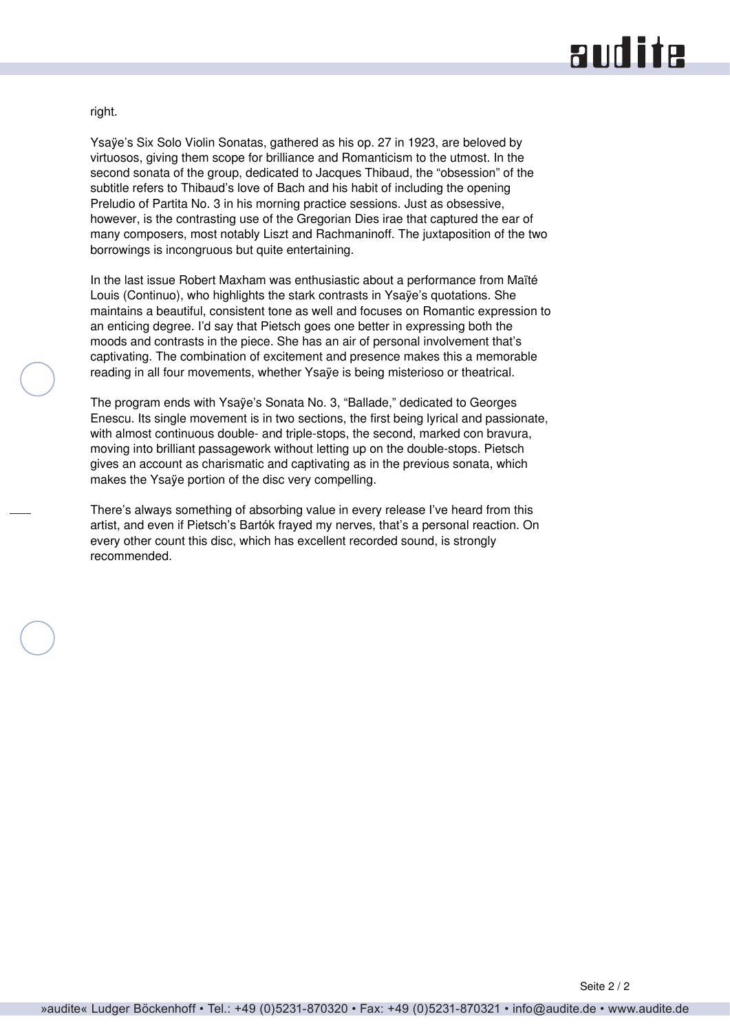right.

Ysaÿe's Six Solo Violin Sonatas, gathered as his op. 27 in 1923, are beloved by virtuosos, giving them scope for brilliance and Romanticism to the utmost. In the second sonata of the group, dedicated to Jacques Thibaud, the "obsession" of the subtitle refers to Thibaud's love of Bach and his habit of including the opening Preludio of Partita No. 3 in his morning practice sessions. Just as obsessive, however, is the contrasting use of the Gregorian Dies irae that captured the ear of many composers, most notably Liszt and Rachmaninoff. The juxtaposition of the two borrowings is incongruous but quite entertaining.

In the last issue Robert Maxham was enthusiastic about a performance from Maïté Louis (Continuo), who highlights the stark contrasts in Ysaÿe's quotations. She maintains a beautiful, consistent tone as well and focuses on Romantic expression to an enticing degree. I'd say that Pietsch goes one better in expressing both the moods and contrasts in the piece. She has an air of personal involvement that's captivating. The combination of excitement and presence makes this a memorable reading in all four movements, whether Ysaÿe is being misterioso or theatrical.

The program ends with Ysaÿe's Sonata No. 3, "Ballade," dedicated to Georges Enescu. Its single movement is in two sections, the first being lyrical and passionate, with almost continuous double- and triple-stops, the second, marked con bravura, moving into brilliant passagework without letting up on the double-stops. Pietsch gives an account as charismatic and captivating as in the previous sonata, which makes the Ysaÿe portion of the disc very compelling.

There's always something of absorbing value in every release I've heard from this artist, and even if Pietsch's Bartók frayed my nerves, that's a personal reaction. On every other count this disc, which has excellent recorded sound, is strongly recommended.